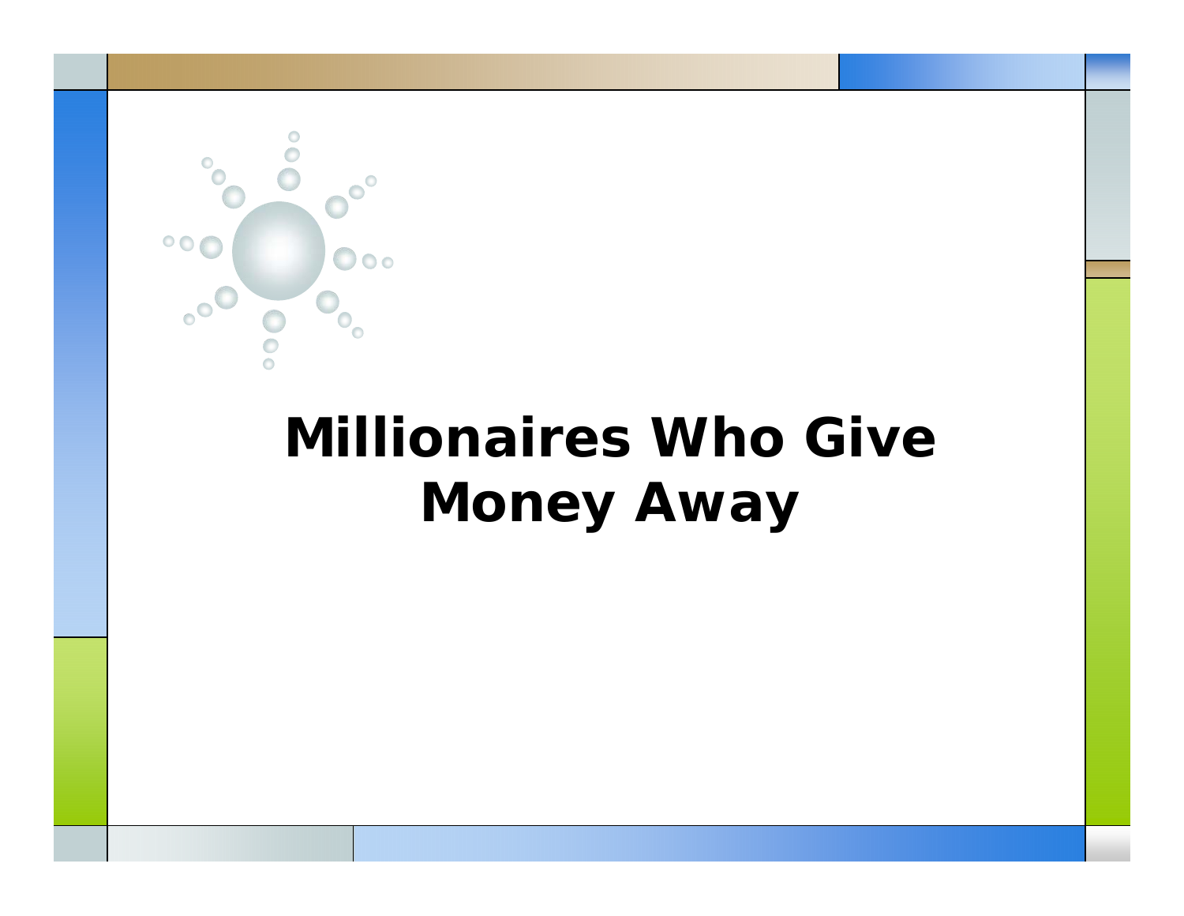# Millionaires Who Give Money Away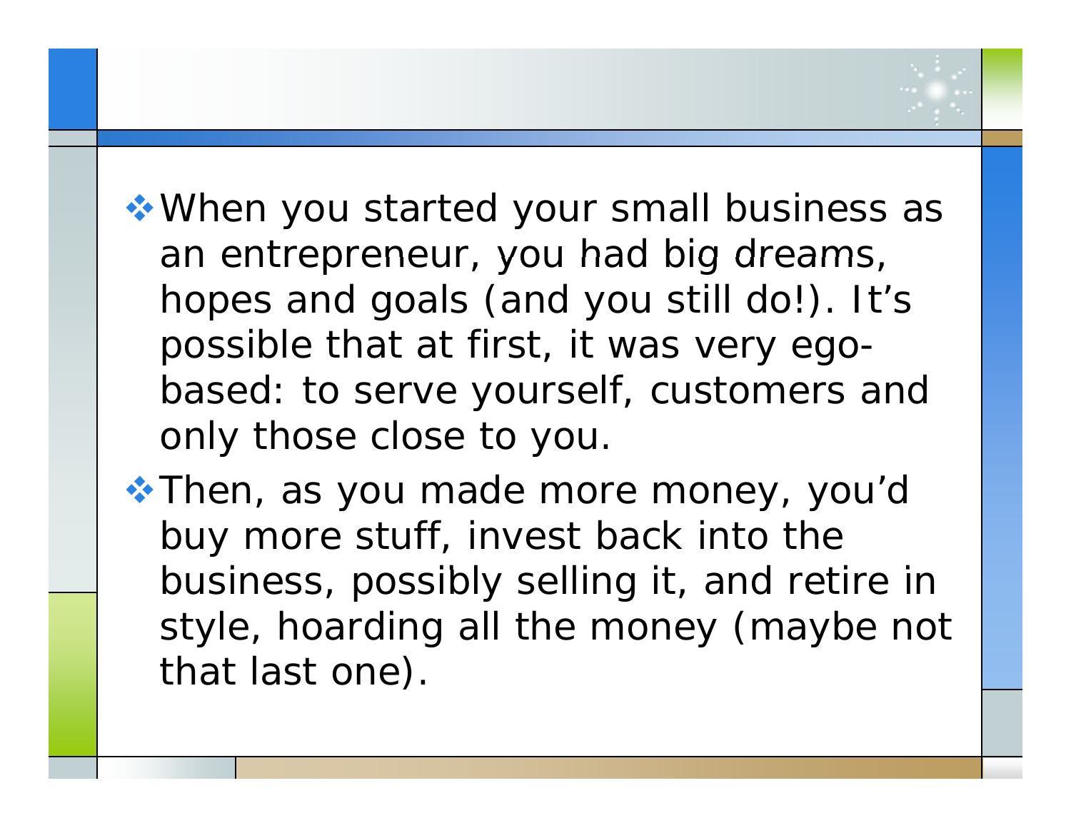- When you started your small business as an entrepreneur, you had big dreams, hopes and goals (and you still do!). It's possible that at first, it was very ego-based: to serve yourself, customers and only those close to you.
- Then, as you made more money, you'd buy more stuff, invest back into the business, possibly selling it, and retire in style, hoarding all the money (maybe not that last one).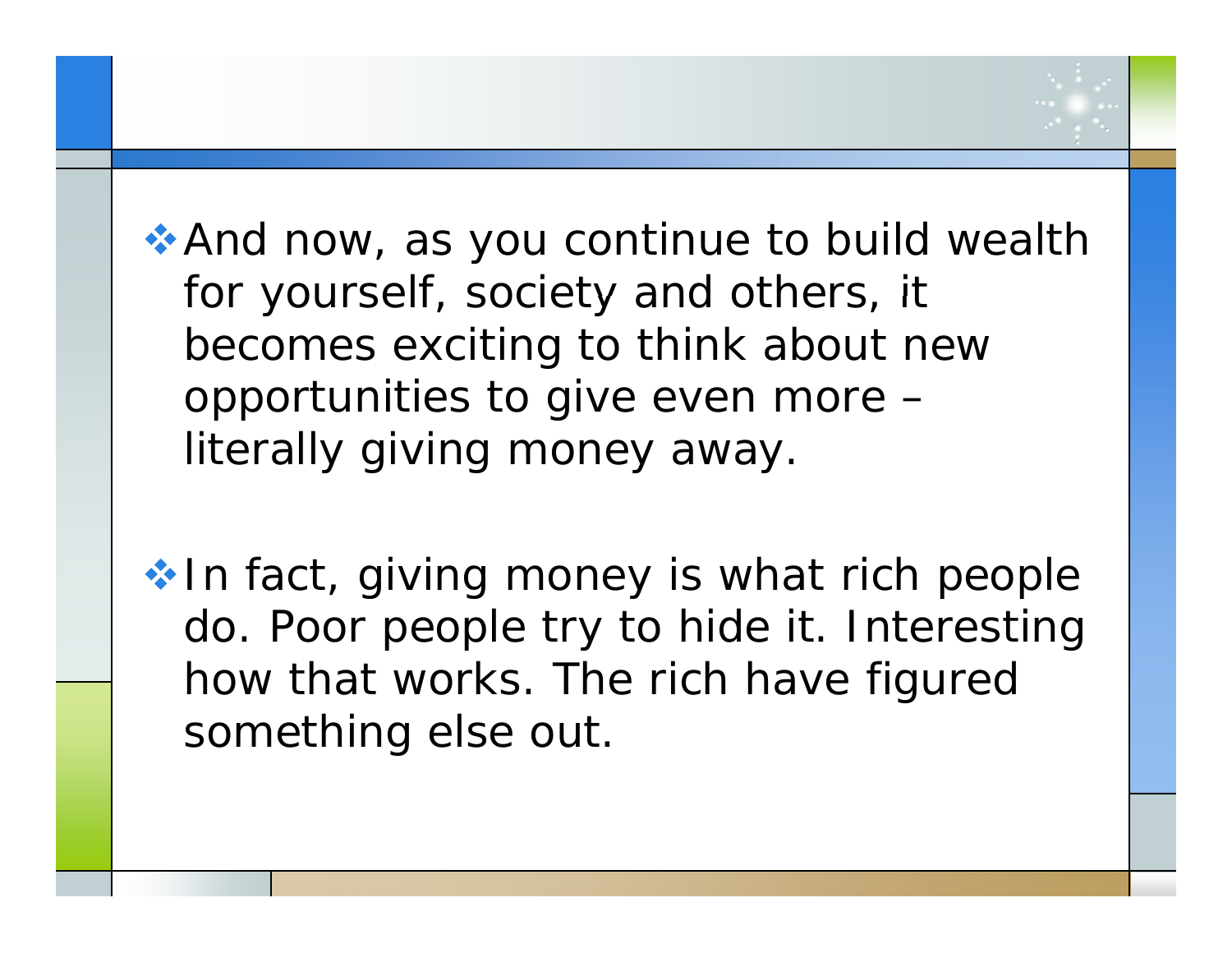- And now, as you continue to build wealth for yourself, society and others, it becomes exciting to think about new opportunities to give even more – literally giving money away.

- In fact, giving money is what rich people do. Poor people try to hide it. Interesting how that works. The rich have figured something else out.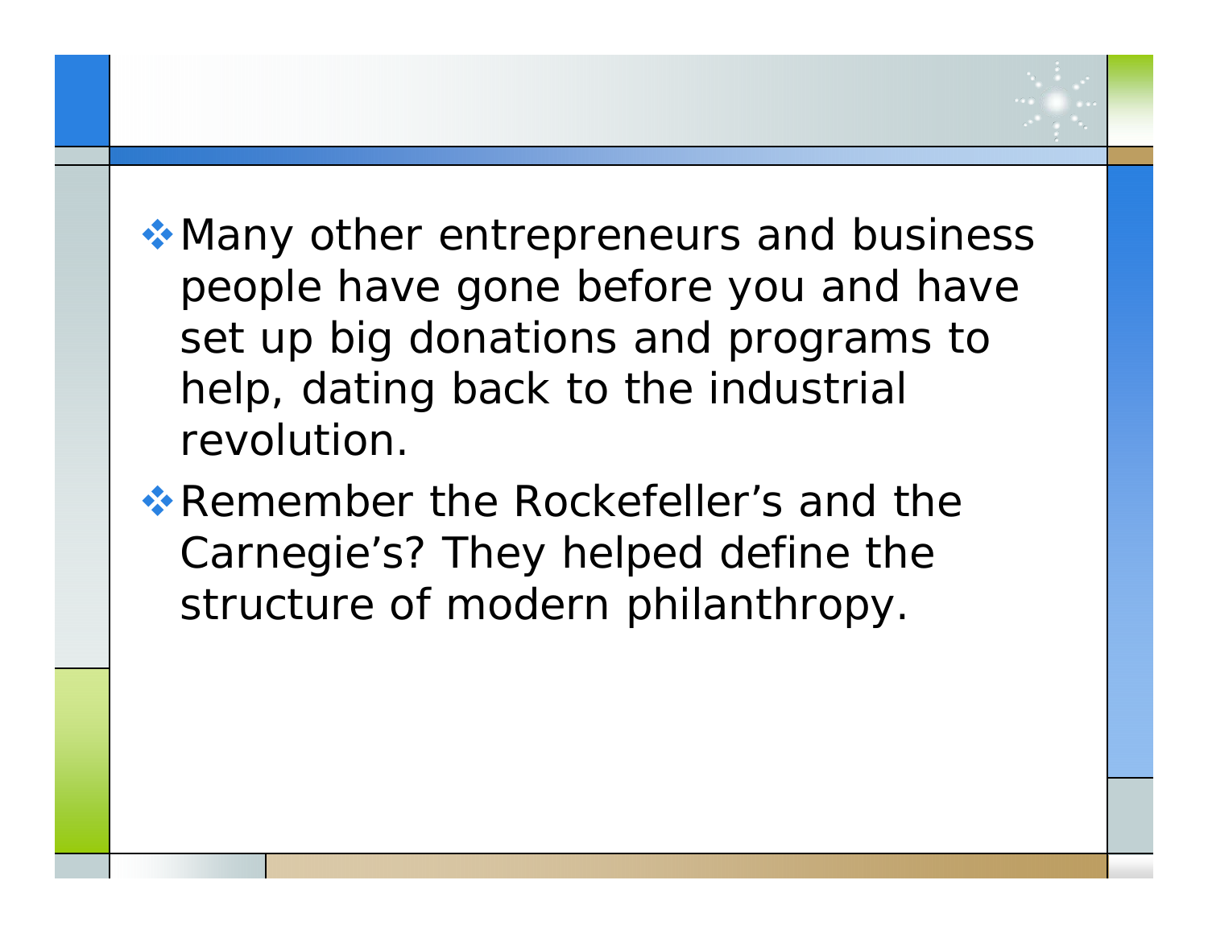- Many other entrepreneurs and business people have gone before you and have set up big donations and programs to help, dating back to the industrial revolution.
- Remember the Rockefeller’s and the Carnegie’s? They helped define the structure of modern philanthropy.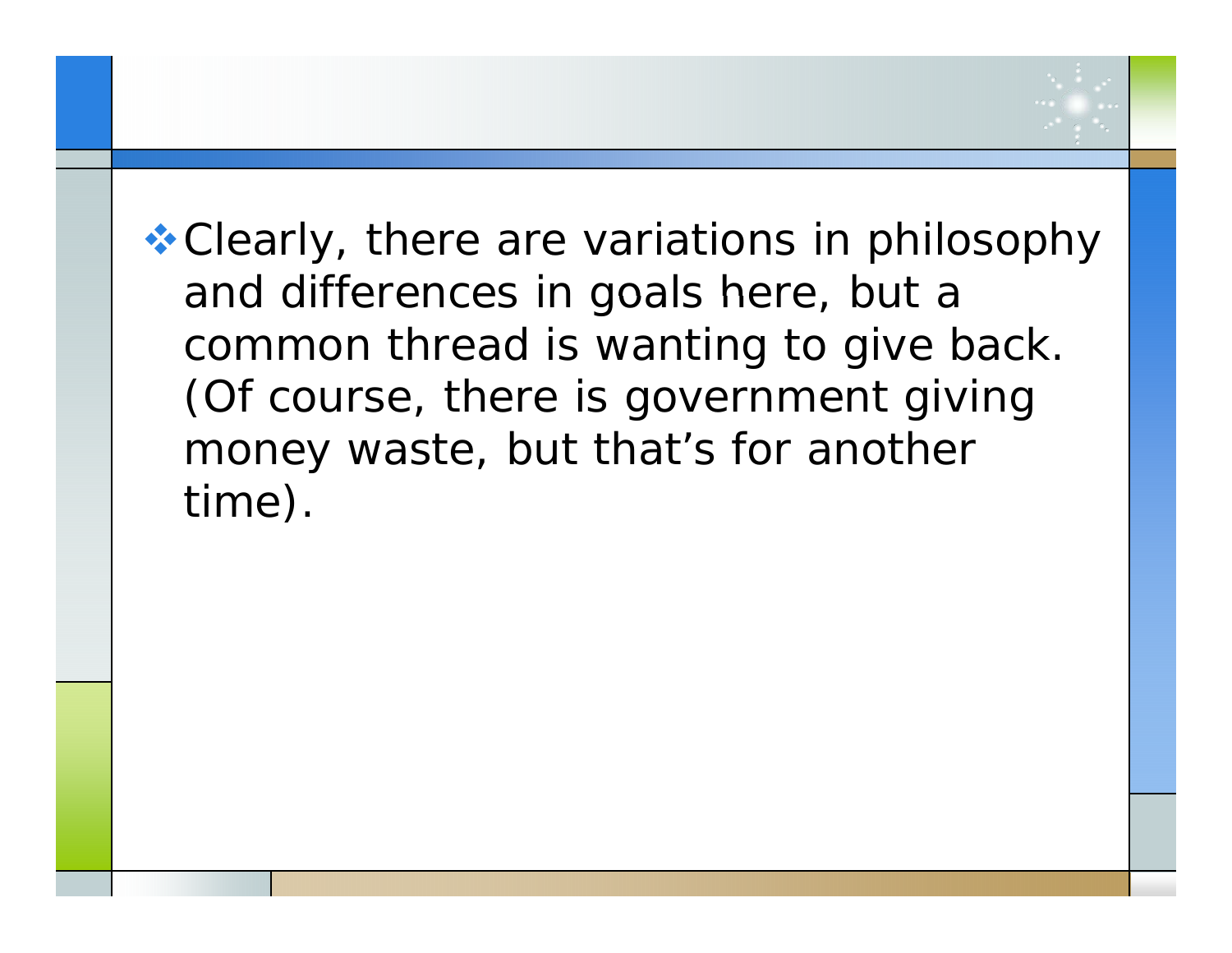- Clearly, there are variations in philosophy and differences in goals here, but a common thread is wanting to give back. (Of course, there is government giving money waste, but that’s for another time).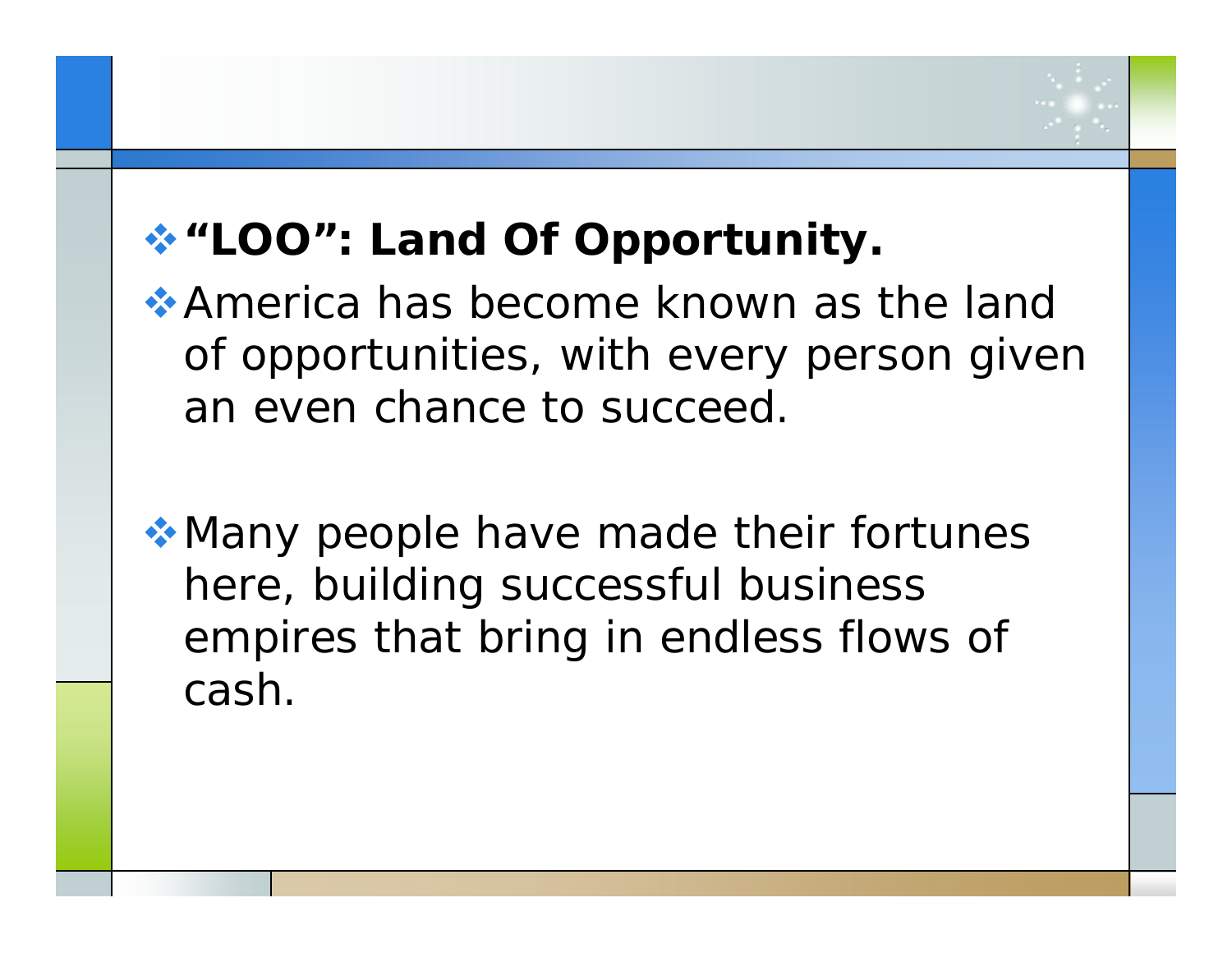- **“LOO”: Land Of Opportunity.**
- America has become known as the land of opportunities, with every person given an even chance to succeed.
- Many people have made their fortunes here, building successful business empires that bring in endless flows of cash.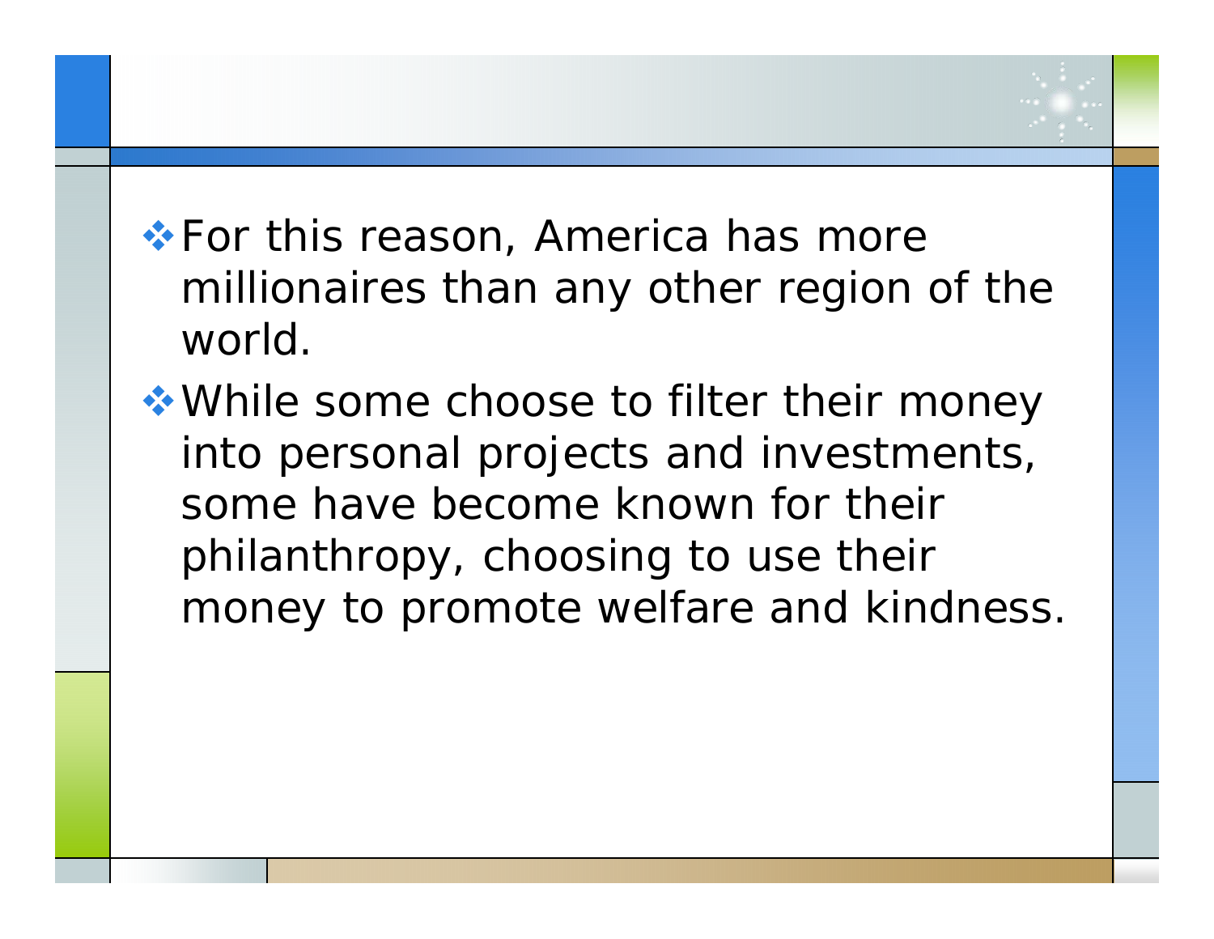- For this reason, America has more millionaires than any other region of the world.
- While some choose to filter their money into personal projects and investments, some have become known for their philanthropy, choosing to use their money to promote welfare and kindness.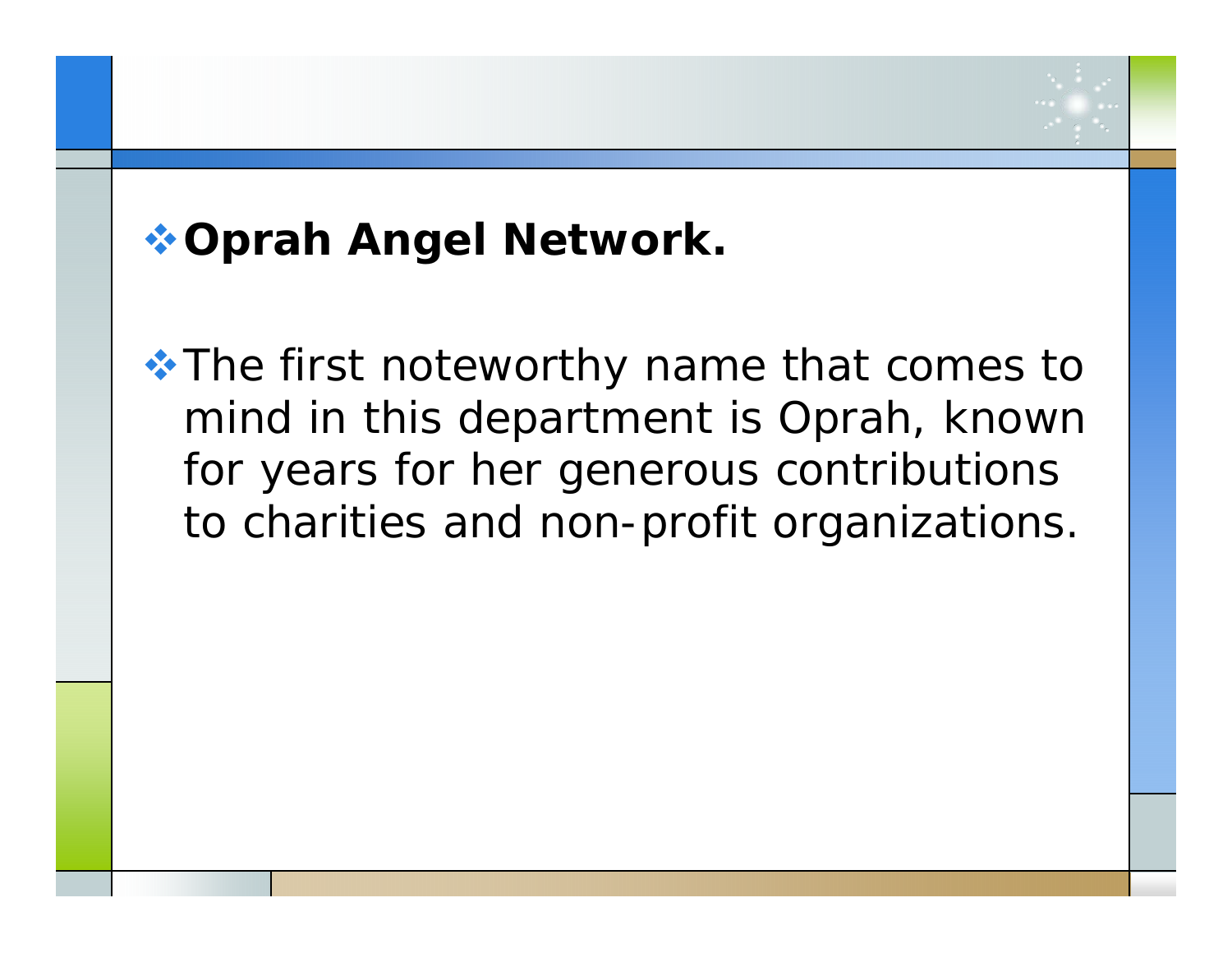- **Oprah Angel Network.**

- The first noteworthy name that comes to mind in this department is Oprah, known for years for her generous contributions to charities and non-profit organizations.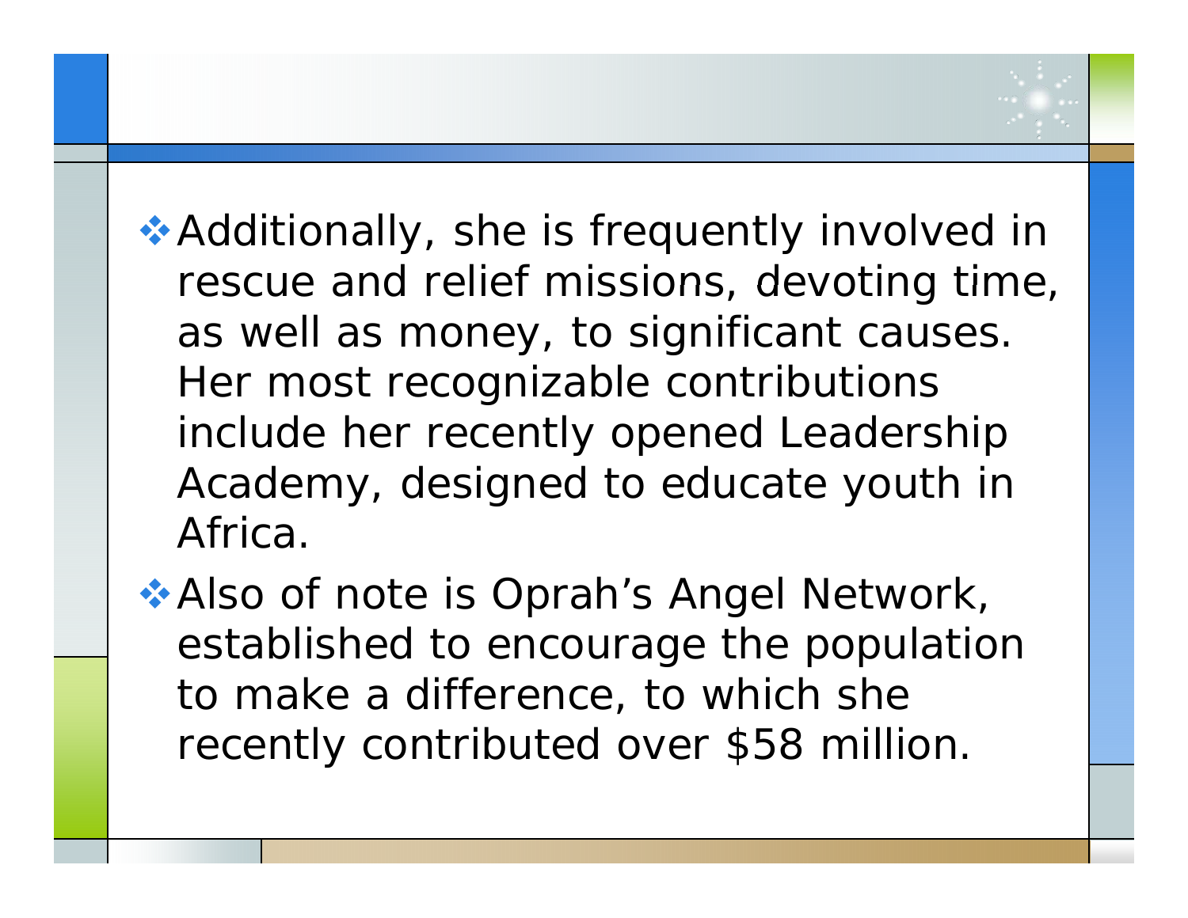- Additionally, she is frequently involved in rescue and relief missions, devoting time, as well as money, to significant causes. Her most recognizable contributions include her recently opened Leadership Academy, designed to educate youth in Africa.
- Also of note is Oprah’s Angel Network, established to encourage the population to make a difference, to which she recently contributed over $58 million.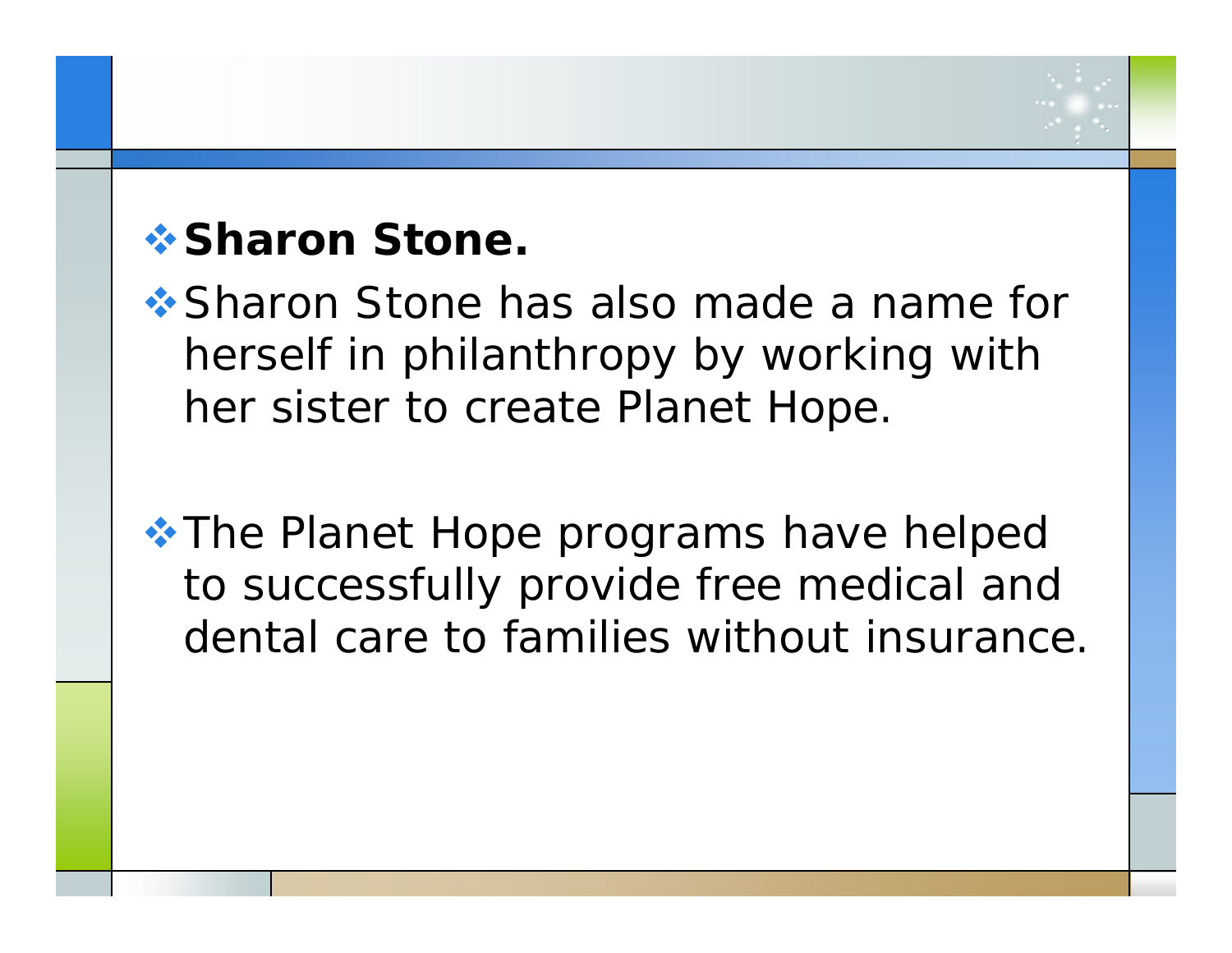- **Sharon Stone.**
- Sharon Stone has also made a name for herself in philanthropy by working with her sister to create Planet Hope.
- The Planet Hope programs have helped to successfully provide free medical and dental care to families without insurance.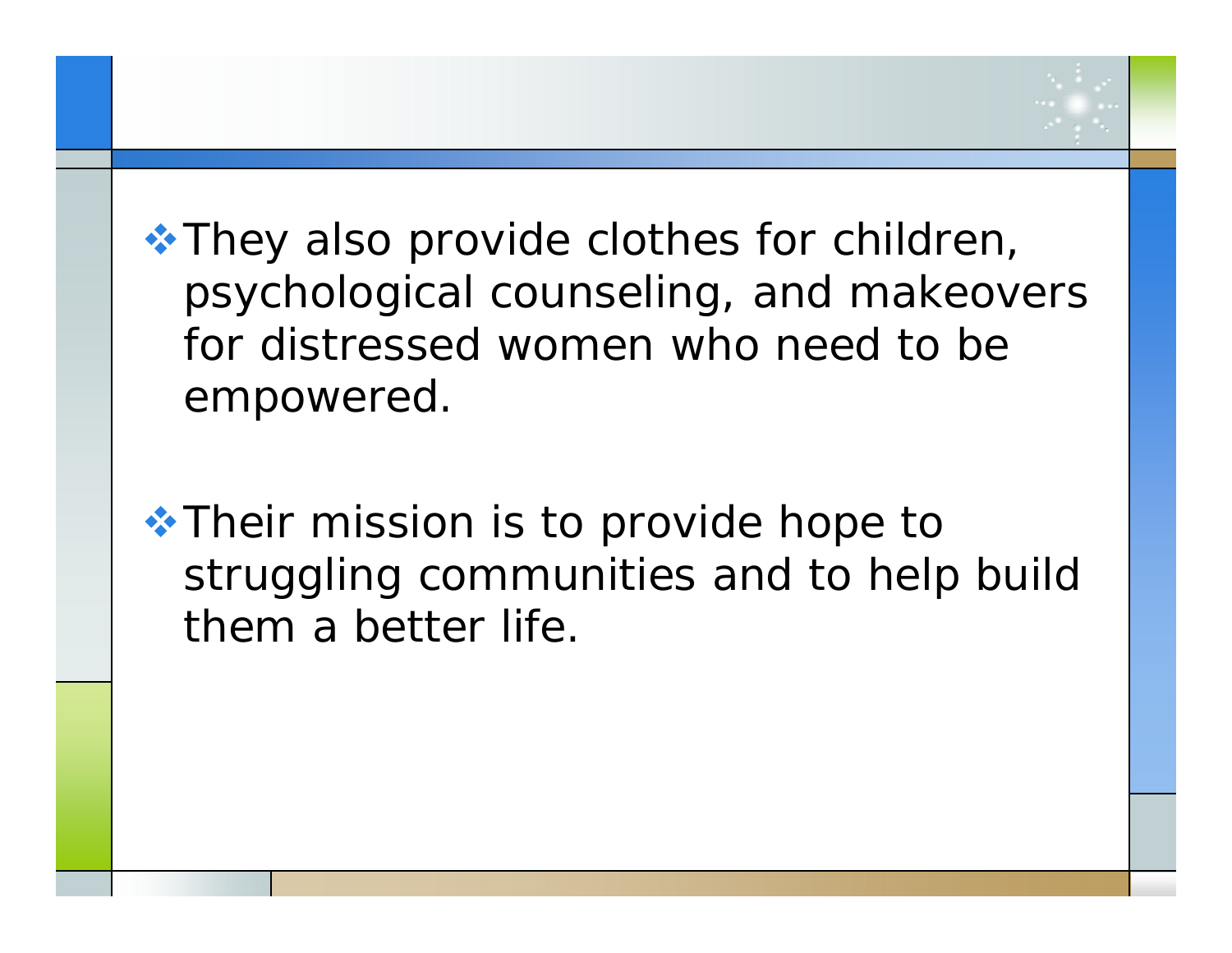- They also provide clothes for children, psychological counseling, and makeovers for distressed women who need to be empowered.

- Their mission is to provide hope to struggling communities and to help build them a better life.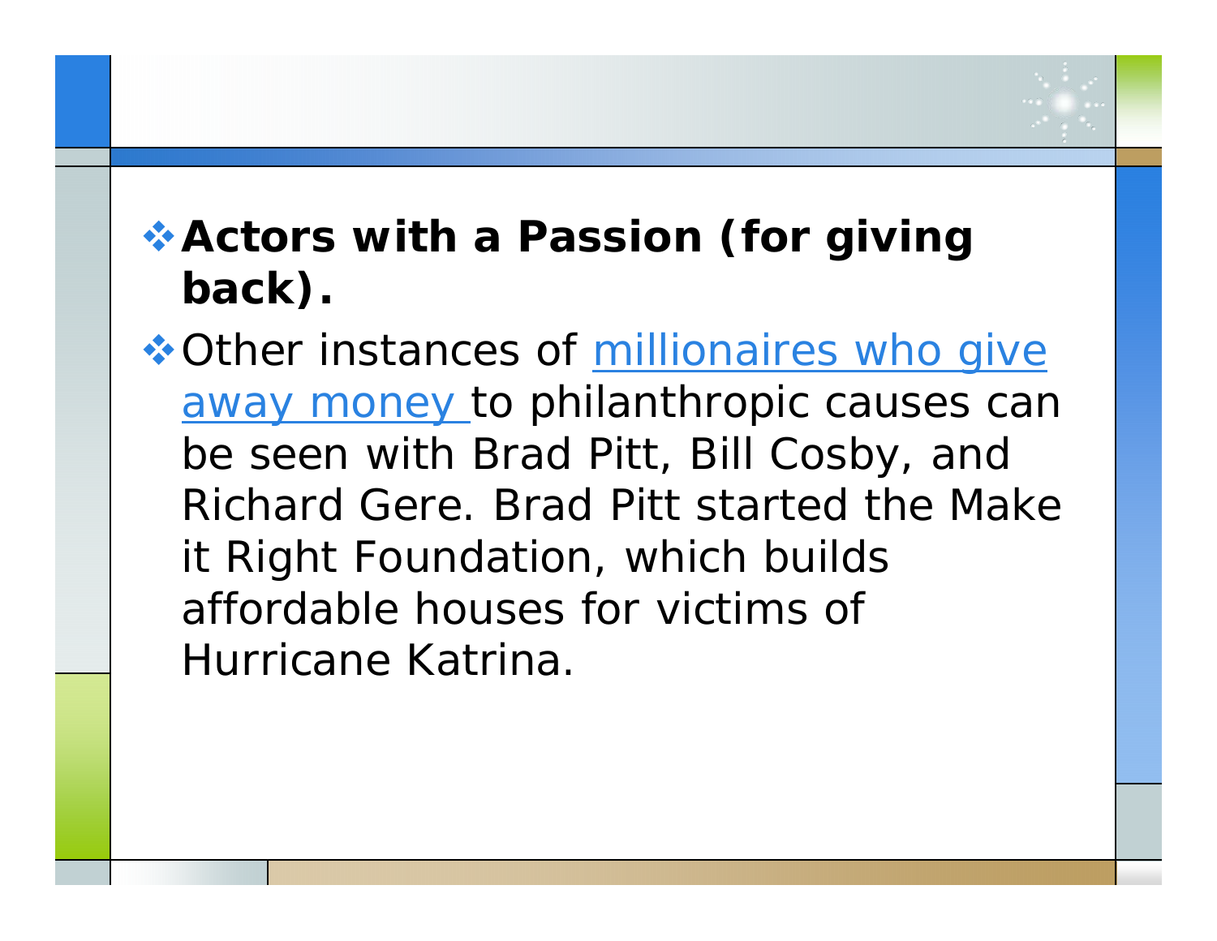- **Actors with a Passion (for giving back).**
- Other instances of millionaires who give away money to philanthropic causes can be seen with Brad Pitt, Bill Cosby, and Richard Gere. Brad Pitt started the Make it Right Foundation, which builds affordable houses for victims of Hurricane Katrina.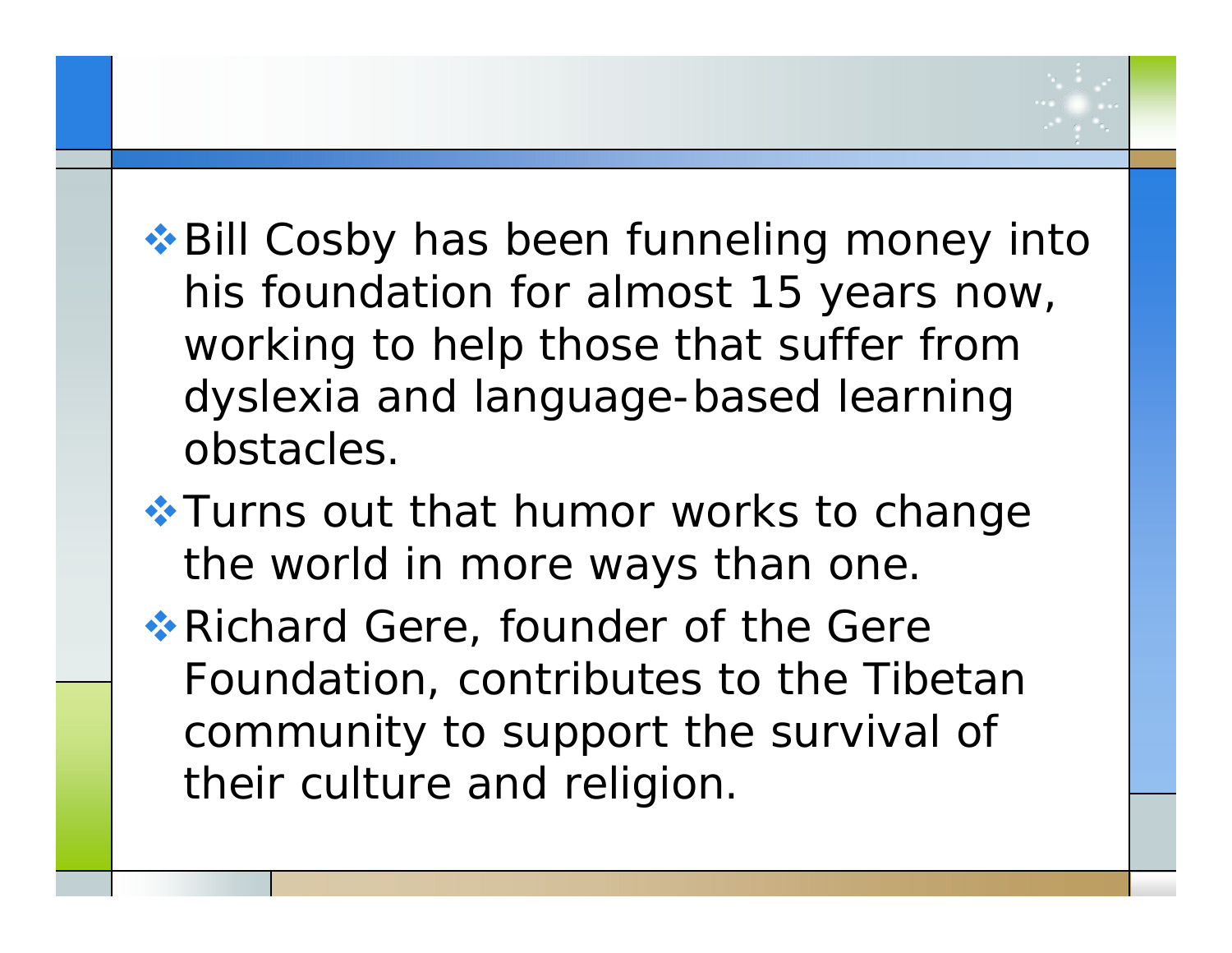- Bill Cosby has been funneling money into his foundation for almost 15 years now, working to help those that suffer from dyslexia and language-based learning obstacles.
- Turns out that humor works to change the world in more ways than one.
- Richard Gere, founder of the Gere Foundation, contributes to the Tibetan community to support the survival of their culture and religion.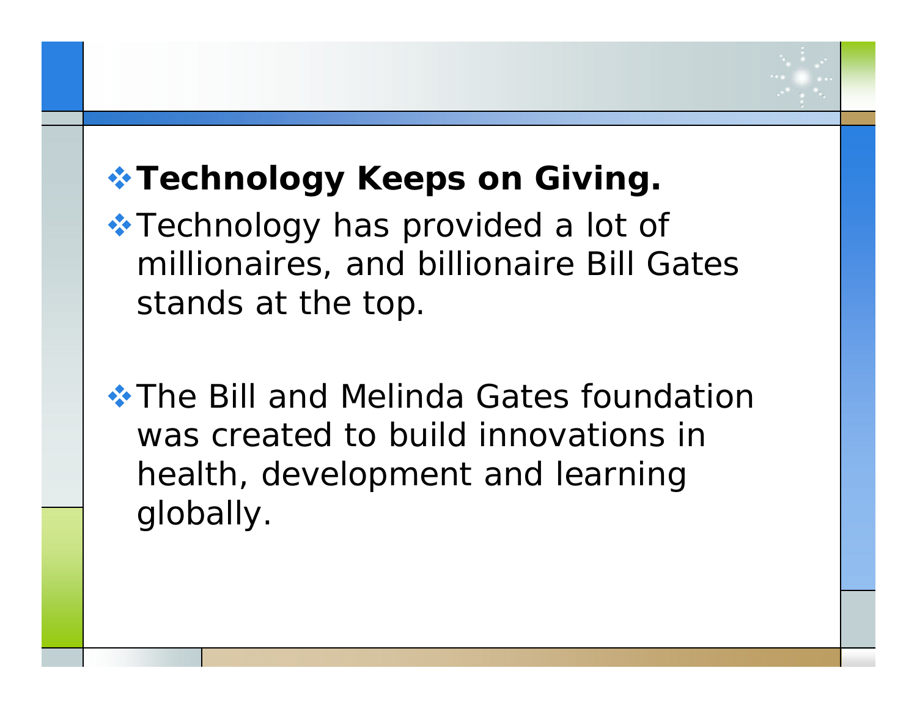- **Technology Keeps on Giving.**
- Technology has provided a lot of millionaires, and billionaire Bill Gates stands at the top.
- The Bill and Melinda Gates foundation was created to build innovations in health, development and learning globally.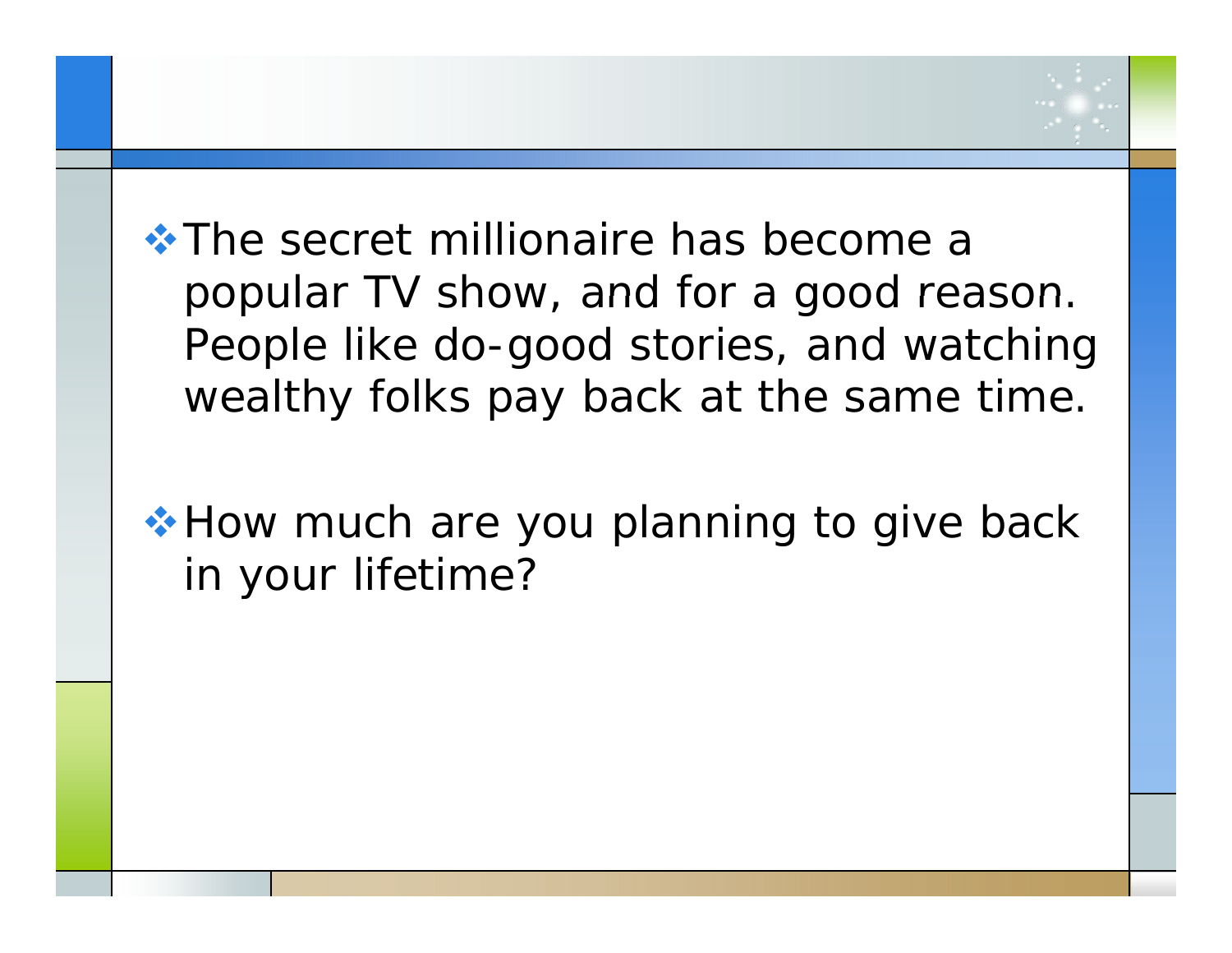- The secret millionaire has become a popular TV show, and for a good reason. People like do-good stories, and watching wealthy folks pay back at the same time.

- How much are you planning to give back in your lifetime?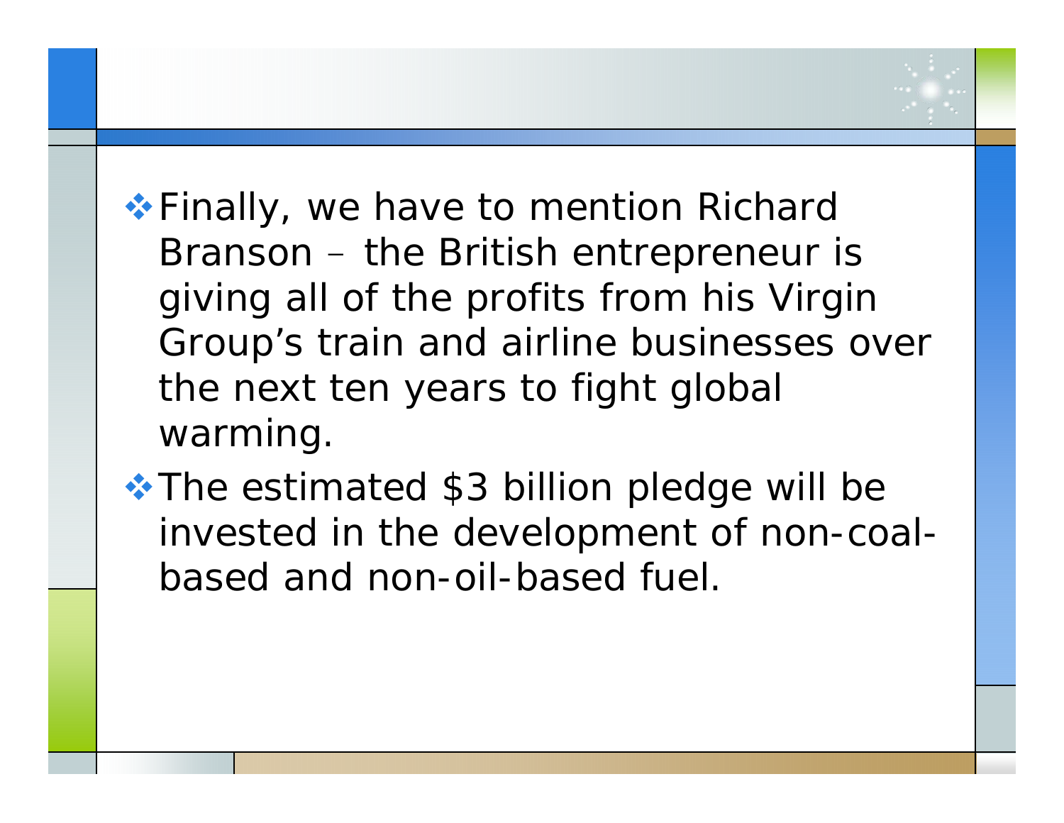- Finally, we have to mention Richard Branson – the British entrepreneur is giving all of the profits from his Virgin Group's train and airline businesses over the next ten years to fight global warming.
- The estimated $3 billion pledge will be invested in the development of non-coal-based and non-oil-based fuel.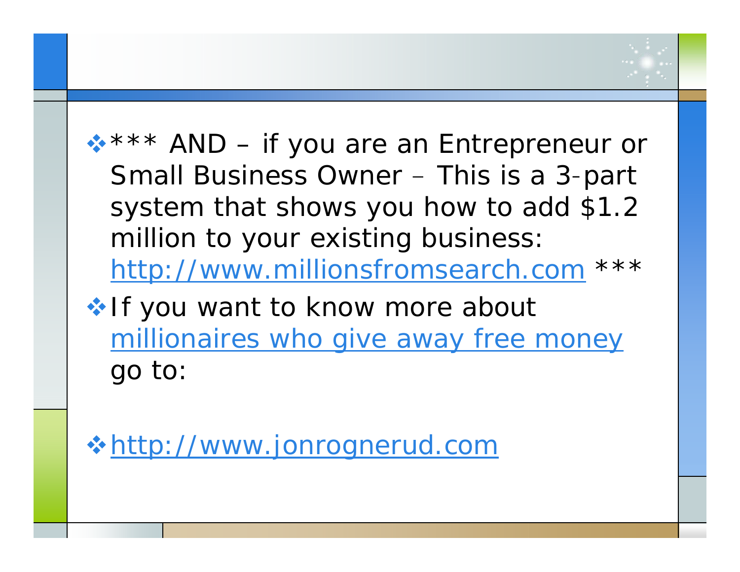- *** AND – if you are an Entrepreneur or Small Business Owner – This is a 3-part system that shows you how to add $1.2 million to your existing business: http://www.millionsfromsearch.com ***
- If you want to know more about millionaires who give away free money go to:

- http://www.jonrognerud.com